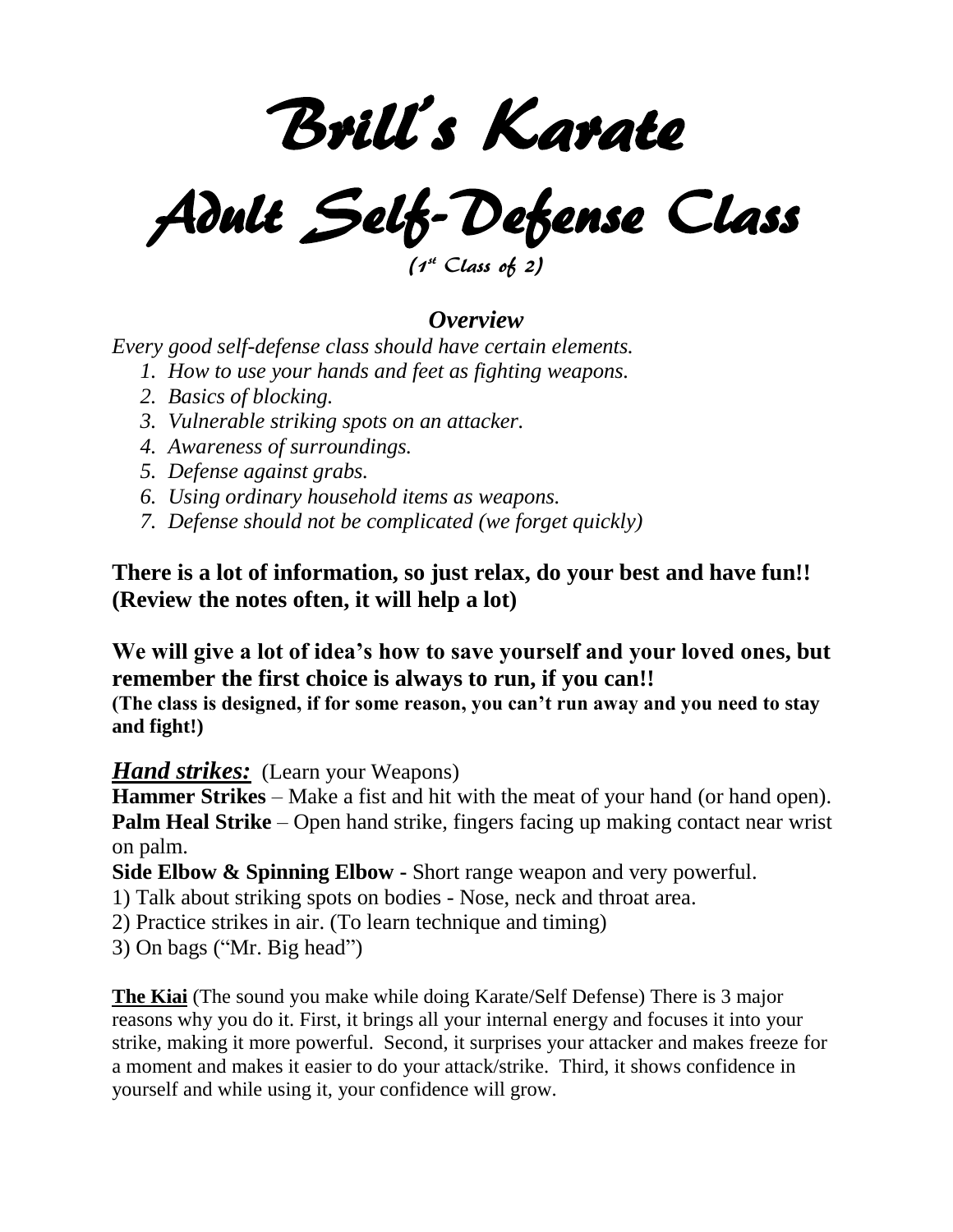# Brill's Karate

# Adult Self-Defense Class

*(1st Class of 2)*

## *Overview*

*Every good self-defense class should have certain elements.*

1. *How to use your hands and feet as fighting weapons.*
2. *Basics of blocking.*
3. *Vulnerable striking spots on an attacker.*
4. *Awareness of surroundings.*
5. *Defense against grabs.*
6. *Using ordinary household items as weapons.*
7. *Defense should not be complicated (we forget quickly)*

**There is a lot of information, so just relax, do your best and have fun!! (Review the notes often, it will help a lot)**

**We will give a lot of idea's how to save yourself and your loved ones, but remember the first choice is always to run, if you can!!**
**(The class is designed, if for some reason, you can't run away and you need to stay and fight!)**

***Hand strikes:*** (Learn your Weapons)

**Hammer Strikes** – Make a fist and hit with the meat of your hand (or hand open).
**Palm Heal Strike** – Open hand strike, fingers facing up making contact near wrist on palm.
**Side Elbow & Spinning Elbow -** Short range weapon and very powerful.

1) Talk about striking spots on bodies - Nose, neck and throat area.
2) Practice strikes in air. (To learn technique and timing)
3) On bags ("Mr. Big head")

**The Kiai** (The sound you make while doing Karate/Self Defense) There is 3 major reasons why you do it. First, it brings all your internal energy and focuses it into your strike, making it more powerful. Second, it surprises your attacker and makes freeze for a moment and makes it easier to do your attack/strike. Third, it shows confidence in yourself and while using it, your confidence will grow.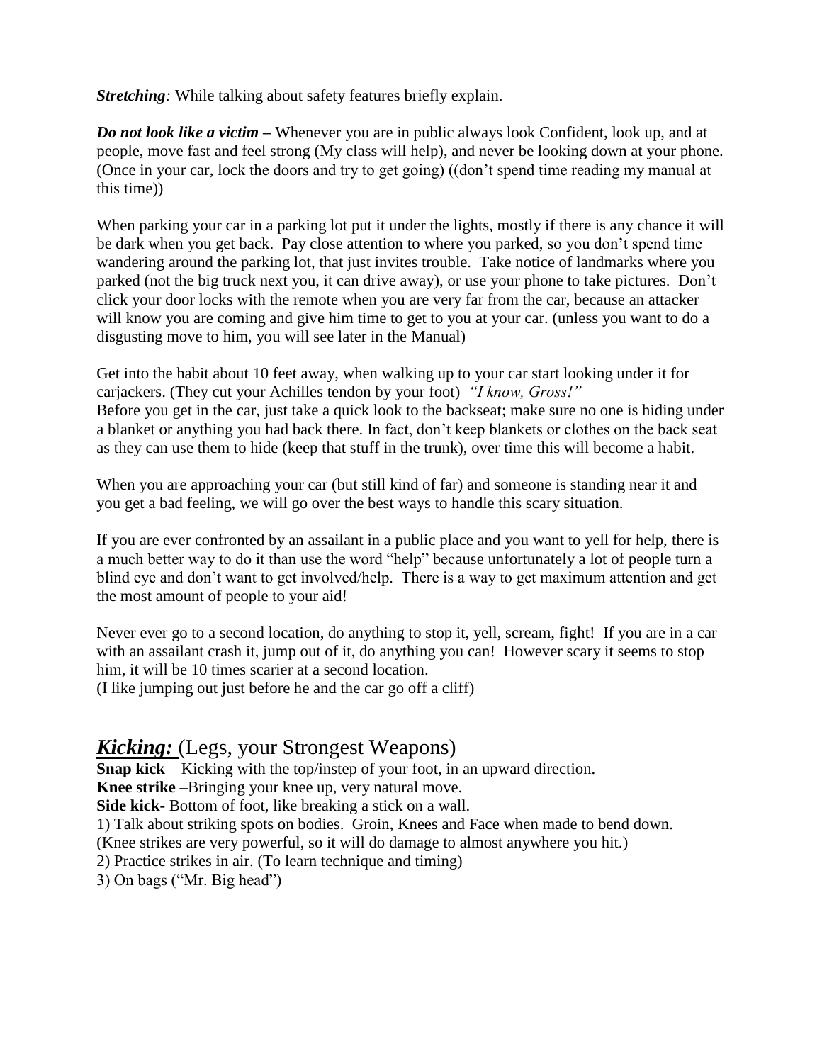***Stretching:*** While talking about safety features briefly explain.

***Do not look like a victim*** **–** Whenever you are in public always look Confident, look up, and at people, move fast and feel strong (My class will help), and never be looking down at your phone. (Once in your car, lock the doors and try to get going) ((don't spend time reading my manual at this time))

When parking your car in a parking lot put it under the lights, mostly if there is any chance it will be dark when you get back. Pay close attention to where you parked, so you don't spend time wandering around the parking lot, that just invites trouble. Take notice of landmarks where you parked (not the big truck next you, it can drive away), or use your phone to take pictures. Don't click your door locks with the remote when you are very far from the car, because an attacker will know you are coming and give him time to get to you at your car. (unless you want to do a disgusting move to him, you will see later in the Manual)

Get into the habit about 10 feet away, when walking up to your car start looking under it for carjackers. (They cut your Achilles tendon by your foot) *"I know, Gross!"*
Before you get in the car, just take a quick look to the backseat; make sure no one is hiding under a blanket or anything you had back there. In fact, don't keep blankets or clothes on the back seat as they can use them to hide (keep that stuff in the trunk), over time this will become a habit.

When you are approaching your car (but still kind of far) and someone is standing near it and you get a bad feeling, we will go over the best ways to handle this scary situation.

If you are ever confronted by an assailant in a public place and you want to yell for help, there is a much better way to do it than use the word "help" because unfortunately a lot of people turn a blind eye and don't want to get involved/help. There is a way to get maximum attention and get the most amount of people to your aid!

Never ever go to a second location, do anything to stop it, yell, scream, fight! If you are in a car with an assailant crash it, jump out of it, do anything you can! However scary it seems to stop him, it will be 10 times scarier at a second location.
(I like jumping out just before he and the car go off a cliff)

## ***Kicking:*** (Legs, your Strongest Weapons)

**Snap kick** – Kicking with the top/instep of your foot, in an upward direction.
**Knee strike** –Bringing your knee up, very natural move.
**Side kick-** Bottom of foot, like breaking a stick on a wall.

1) Talk about striking spots on bodies. Groin, Knees and Face when made to bend down. (Knee strikes are very powerful, so it will do damage to almost anywhere you hit.)
2) Practice strikes in air. (To learn technique and timing)
3) On bags ("Mr. Big head")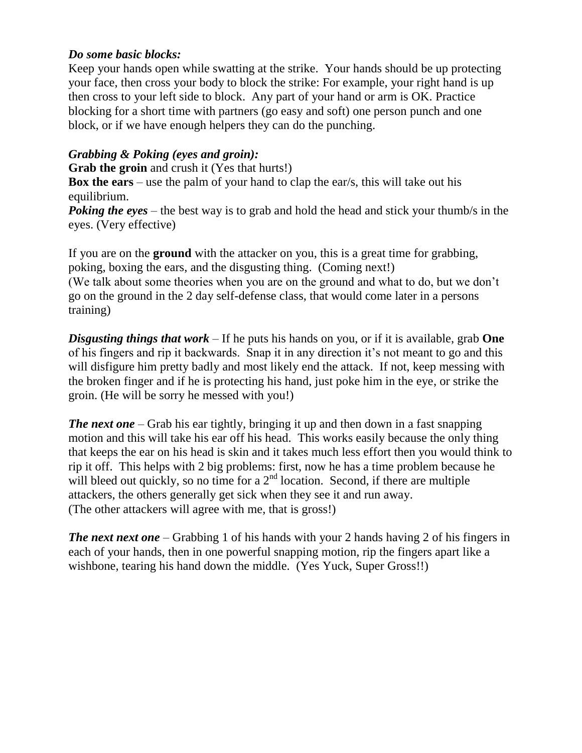***Do some basic blocks:***

Keep your hands open while swatting at the strike. Your hands should be up protecting your face, then cross your body to block the strike: For example, your right hand is up then cross to your left side to block. Any part of your hand or arm is OK. Practice blocking for a short time with partners (go easy and soft) one person punch and one block, or if we have enough helpers they can do the punching.

***Grabbing & Poking (eyes and groin):***

**Grab the groin** and crush it (Yes that hurts!)

**Box the ears** – use the palm of your hand to clap the ear/s, this will take out his equilibrium.

***Poking the eyes*** – the best way is to grab and hold the head and stick your thumb/s in the eyes. (Very effective)

If you are on the **ground** with the attacker on you, this is a great time for grabbing, poking, boxing the ears, and the disgusting thing. (Coming next!)
(We talk about some theories when you are on the ground and what to do, but we don't go on the ground in the 2 day self-defense class, that would come later in a persons training)

***Disgusting things that work*** – If he puts his hands on you, or if it is available, grab **One** of his fingers and rip it backwards. Snap it in any direction it's not meant to go and this will disfigure him pretty badly and most likely end the attack. If not, keep messing with the broken finger and if he is protecting his hand, just poke him in the eye, or strike the groin. (He will be sorry he messed with you!)

***The next one*** – Grab his ear tightly, bringing it up and then down in a fast snapping motion and this will take his ear off his head. This works easily because the only thing that keeps the ear on his head is skin and it takes much less effort then you would think to rip it off. This helps with 2 big problems: first, now he has a time problem because he will bleed out quickly, so no time for a 2nd location. Second, if there are multiple attackers, the others generally get sick when they see it and run away.
(The other attackers will agree with me, that is gross!)

***The next next one*** – Grabbing 1 of his hands with your 2 hands having 2 of his fingers in each of your hands, then in one powerful snapping motion, rip the fingers apart like a wishbone, tearing his hand down the middle. (Yes Yuck, Super Gross!!)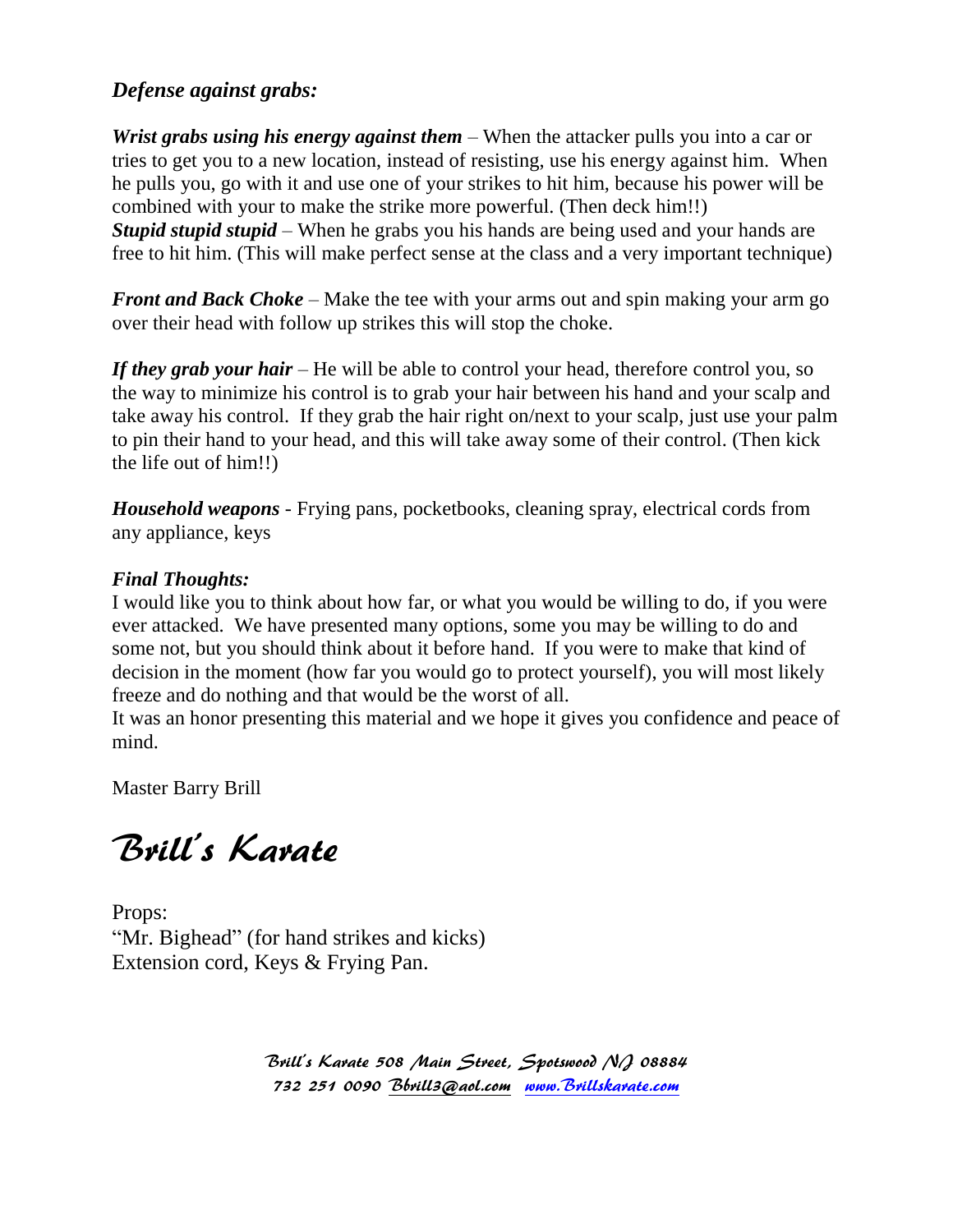### *Defense against grabs:*

***Wrist grabs using his energy against them*** – When the attacker pulls you into a car or tries to get you to a new location, instead of resisting, use his energy against him. When he pulls you, go with it and use one of your strikes to hit him, because his power will be combined with your to make the strike more powerful. (Then deck him!!)
***Stupid stupid stupid*** – When he grabs you his hands are being used and your hands are free to hit him. (This will make perfect sense at the class and a very important technique)

***Front and Back Choke*** – Make the tee with your arms out and spin making your arm go over their head with follow up strikes this will stop the choke.

***If they grab your hair*** – He will be able to control your head, therefore control you, so the way to minimize his control is to grab your hair between his hand and your scalp and take away his control. If they grab the hair right on/next to your scalp, just use your palm to pin their hand to your head, and this will take away some of their control. (Then kick the life out of him!!)

***Household weapons*** - Frying pans, pocketbooks, cleaning spray, electrical cords from any appliance, keys

### *Final Thoughts:*

I would like you to think about how far, or what you would be willing to do, if you were ever attacked. We have presented many options, some you may be willing to do and some not, but you should think about it before hand. If you were to make that kind of decision in the moment (how far you would go to protect yourself), you will most likely freeze and do nothing and that would be the worst of all.
It was an honor presenting this material and we hope it gives you confidence and peace of mind.

Master Barry Brill

# *Brill's Karate*

Props:
"Mr. Bighead" (for hand strikes and kicks)
Extension cord, Keys & Frying Pan.

*Brill's Karate 508 Main Street, Spotswood NJ 08884*
*732 251 0090 Bbrill3@aol.com www.Brillskarate.com*